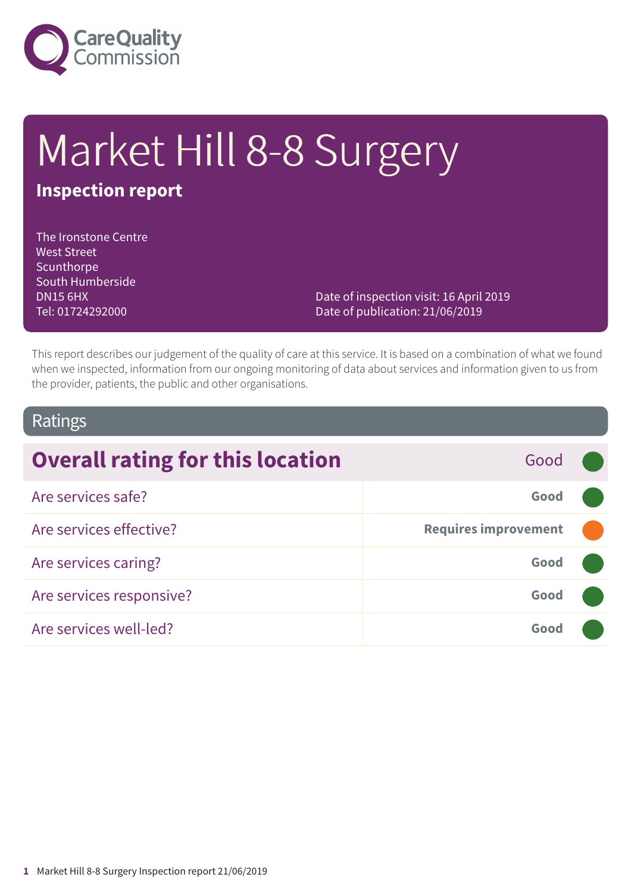Care Quality Commission

# Market Hill 8-8 Surgery

## Inspection report

The Ironstone Centre
West Street
Scunthorpe
South Humberside
DN15 6HX
Tel: 01724292000

Date of inspection visit: 16 April 2019
Date of publication: 21/06/2019

This report describes our judgement of the quality of care at this service. It is based on a combination of what we found when we inspected, information from our ongoing monitoring of data about services and information given to us from the provider, patients, the public and other organisations.

## Ratings

| Overall rating for this location | Good |
|---|---|
| Are services safe? | Good |
| Are services effective? | Requires improvement |
| Are services caring? | Good |
| Are services responsive? | Good |
| Are services well-led? | Good |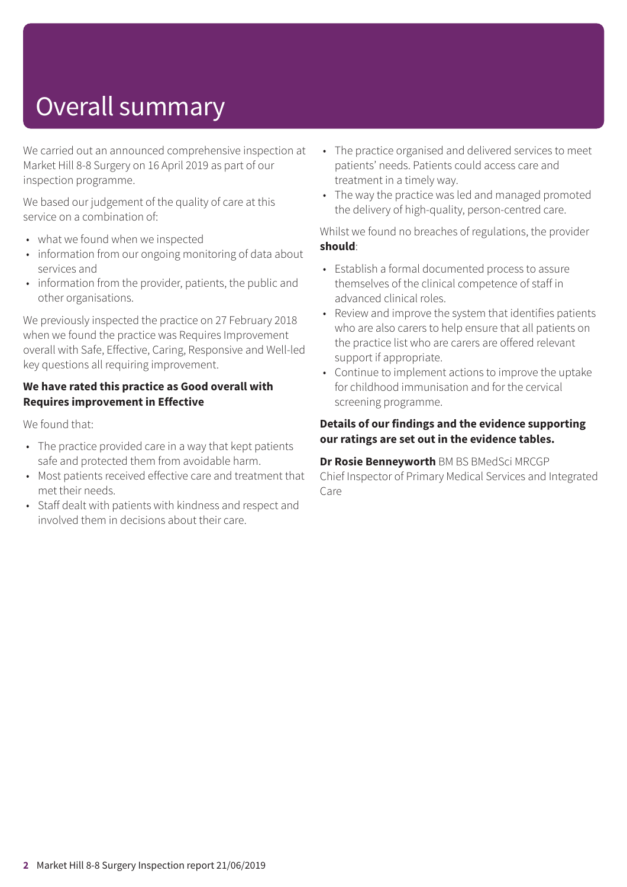# Overall summary

We carried out an announced comprehensive inspection at Market Hill 8-8 Surgery on 16 April 2019 as part of our inspection programme.

We based our judgement of the quality of care at this service on a combination of:

- what we found when we inspected
- information from our ongoing monitoring of data about services and
- information from the provider, patients, the public and other organisations.

We previously inspected the practice on 27 February 2018 when we found the practice was Requires Improvement overall with Safe, Effective, Caring, Responsive and Well-led key questions all requiring improvement.

**We have rated this practice as Good overall with Requires improvement in Effective**

We found that:

- The practice provided care in a way that kept patients safe and protected them from avoidable harm.
- Most patients received effective care and treatment that met their needs.
- Staff dealt with patients with kindness and respect and involved them in decisions about their care.
- The practice organised and delivered services to meet patients' needs. Patients could access care and treatment in a timely way.
- The way the practice was led and managed promoted the delivery of high-quality, person-centred care.

Whilst we found no breaches of regulations, the provider **should**:

- Establish a formal documented process to assure themselves of the clinical competence of staff in advanced clinical roles.
- Review and improve the system that identifies patients who are also carers to help ensure that all patients on the practice list who are carers are offered relevant support if appropriate.
- Continue to implement actions to improve the uptake for childhood immunisation and for the cervical screening programme.

**Details of our findings and the evidence supporting our ratings are set out in the evidence tables.**

**Dr Rosie Benneyworth** BM BS BMedSci MRCGP
Chief Inspector of Primary Medical Services and Integrated Care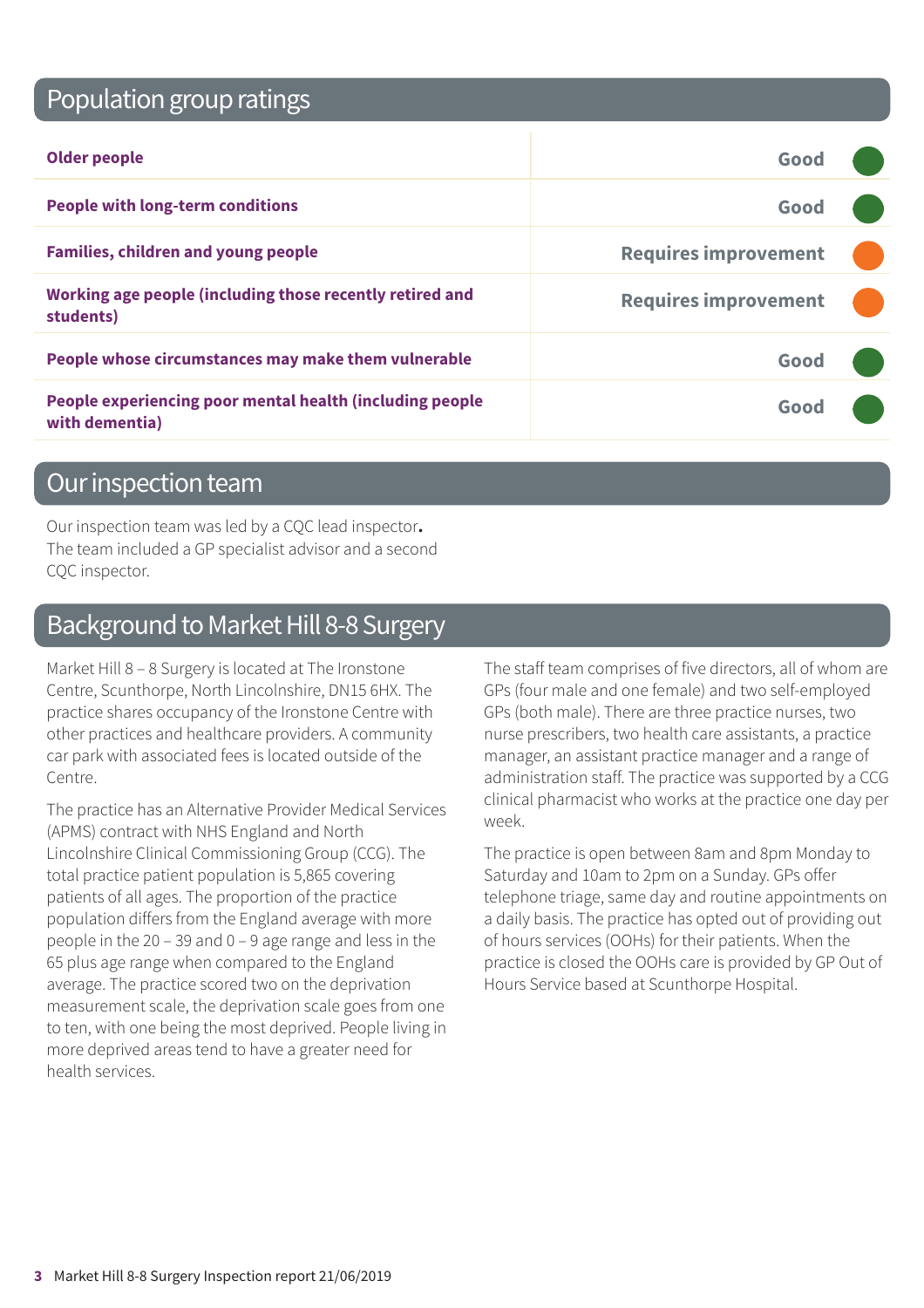## Population group ratings

| | |
|---|---|
| **Older people** | Good |
| **People with long-term conditions** | Good |
| **Families, children and young people** | Requires improvement |
| **Working age people (including those recently retired and students)** | Requires improvement |
| **People whose circumstances may make them vulnerable** | Good |
| **People experiencing poor mental health (including people with dementia)** | Good |

## Our inspection team

Our inspection team was led by a CQC lead inspector. The team included a GP specialist advisor and a second CQC inspector.

## Background to Market Hill 8-8 Surgery

Market Hill 8 – 8 Surgery is located at The Ironstone Centre, Scunthorpe, North Lincolnshire, DN15 6HX. The practice shares occupancy of the Ironstone Centre with other practices and healthcare providers. A community car park with associated fees is located outside of the Centre.

The practice has an Alternative Provider Medical Services (APMS) contract with NHS England and North Lincolnshire Clinical Commissioning Group (CCG). The total practice patient population is 5,865 covering patients of all ages. The proportion of the practice population differs from the England average with more people in the 20 – 39 and 0 – 9 age range and less in the 65 plus age range when compared to the England average. The practice scored two on the deprivation measurement scale, the deprivation scale goes from one to ten, with one being the most deprived. People living in more deprived areas tend to have a greater need for health services.

The staff team comprises of five directors, all of whom are GPs (four male and one female) and two self-employed GPs (both male). There are three practice nurses, two nurse prescribers, two health care assistants, a practice manager, an assistant practice manager and a range of administration staff. The practice was supported by a CCG clinical pharmacist who works at the practice one day per week.

The practice is open between 8am and 8pm Monday to Saturday and 10am to 2pm on a Sunday. GPs offer telephone triage, same day and routine appointments on a daily basis. The practice has opted out of providing out of hours services (OOHs) for their patients. When the practice is closed the OOHs care is provided by GP Out of Hours Service based at Scunthorpe Hospital.